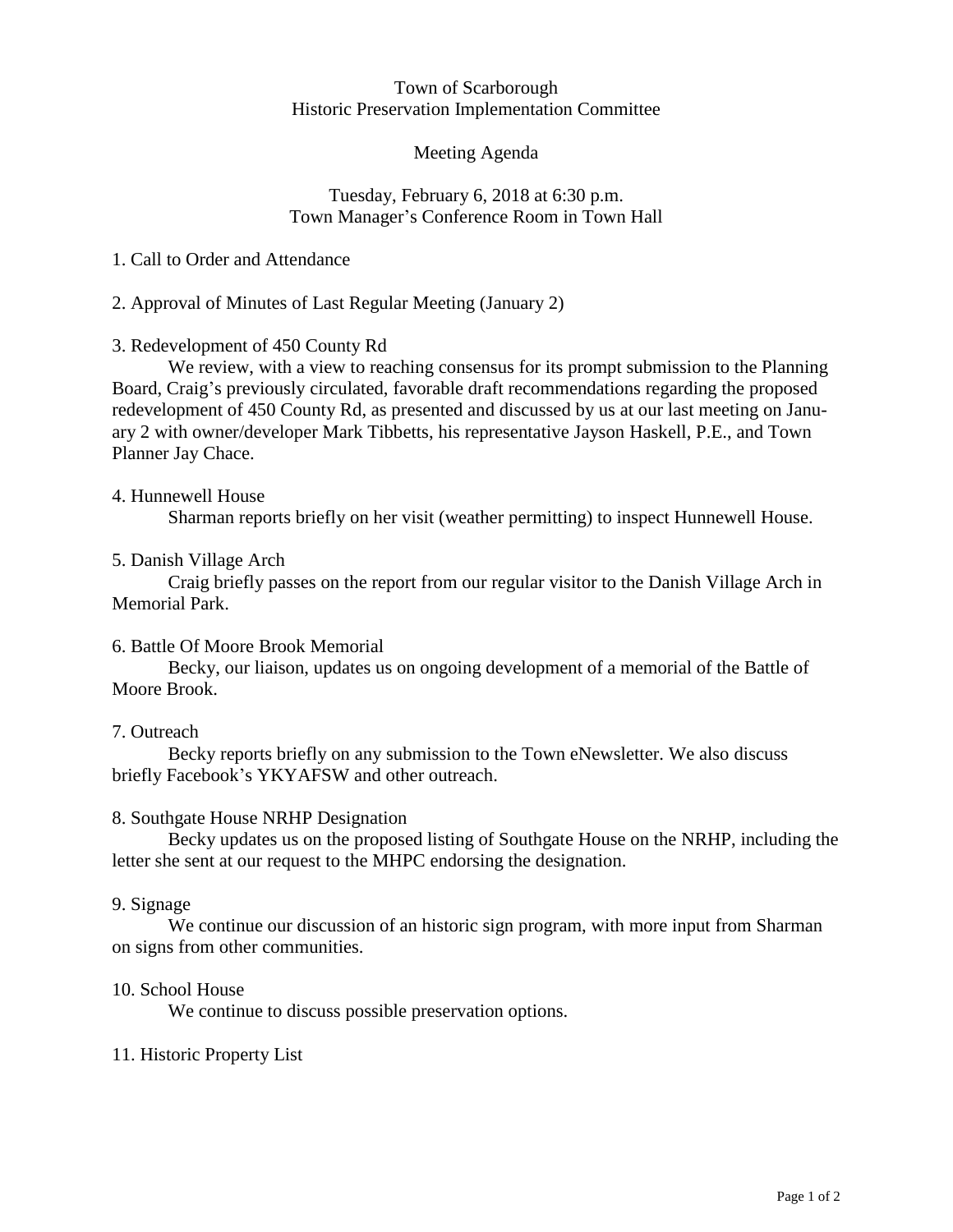Town of Scarborough
Historic Preservation Implementation Committee

Meeting Agenda

Tuesday, February 6, 2018 at 6:30 p.m.
Town Manager's Conference Room in Town Hall

1. Call to Order and Attendance

2. Approval of Minutes of Last Regular Meeting (January 2)

3. Redevelopment of 450 County Rd

We review, with a view to reaching consensus for its prompt submission to the Planning Board, Craig's previously circulated, favorable draft recommendations regarding the proposed redevelopment of 450 County Rd, as presented and discussed by us at our last meeting on January 2 with owner/developer Mark Tibbetts, his representative Jayson Haskell, P.E., and Town Planner Jay Chace.

4. Hunnewell House

Sharman reports briefly on her visit (weather permitting) to inspect Hunnewell House.

5. Danish Village Arch

Craig briefly passes on the report from our regular visitor to the Danish Village Arch in Memorial Park.

6. Battle Of Moore Brook Memorial

Becky, our liaison, updates us on ongoing development of a memorial of the Battle of Moore Brook.

7. Outreach

Becky reports briefly on any submission to the Town eNewsletter. We also discuss briefly Facebook's YKYAFSW and other outreach.

8. Southgate House NRHP Designation

Becky updates us on the proposed listing of Southgate House on the NRHP, including the letter she sent at our request to the MHPC endorsing the designation.

9. Signage

We continue our discussion of an historic sign program, with more input from Sharman on signs from other communities.

10. School House

We continue to discuss possible preservation options.

11. Historic Property List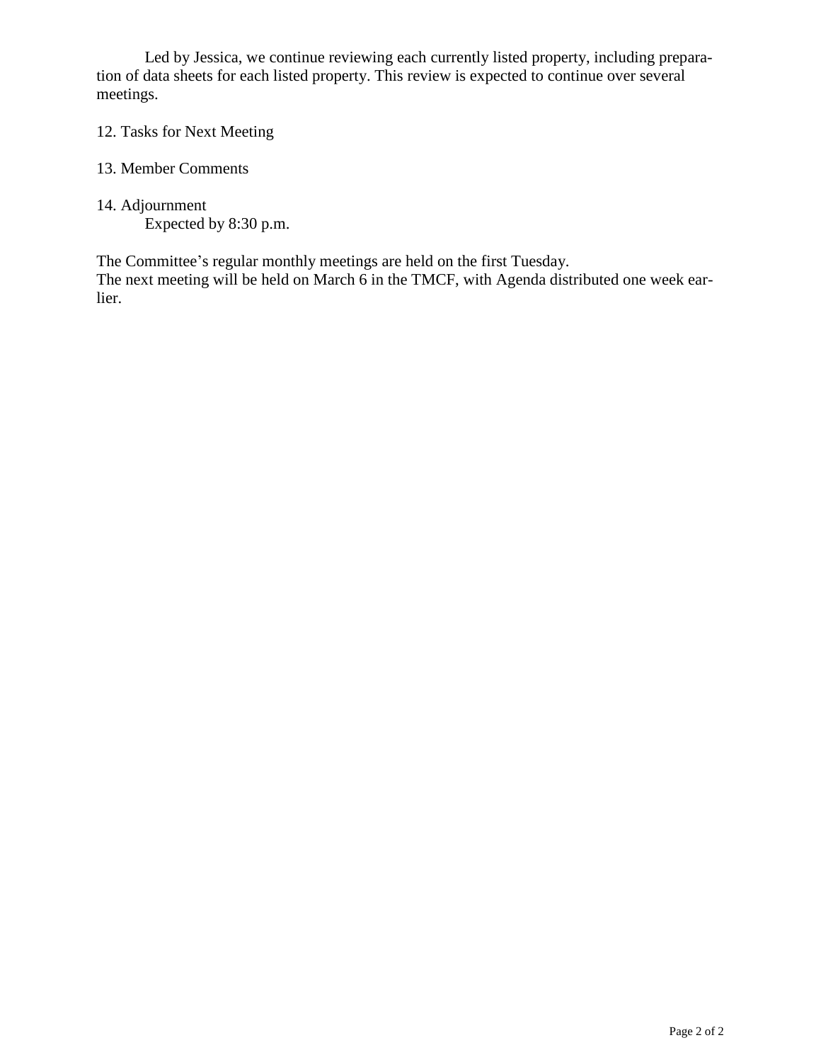Led by Jessica, we continue reviewing each currently listed property, including preparation of data sheets for each listed property. This review is expected to continue over several meetings.

12. Tasks for Next Meeting

13. Member Comments

14. Adjournment
    Expected by 8:30 p.m.

The Committee's regular monthly meetings are held on the first Tuesday.
The next meeting will be held on March 6 in the TMCF, with Agenda distributed one week earlier.